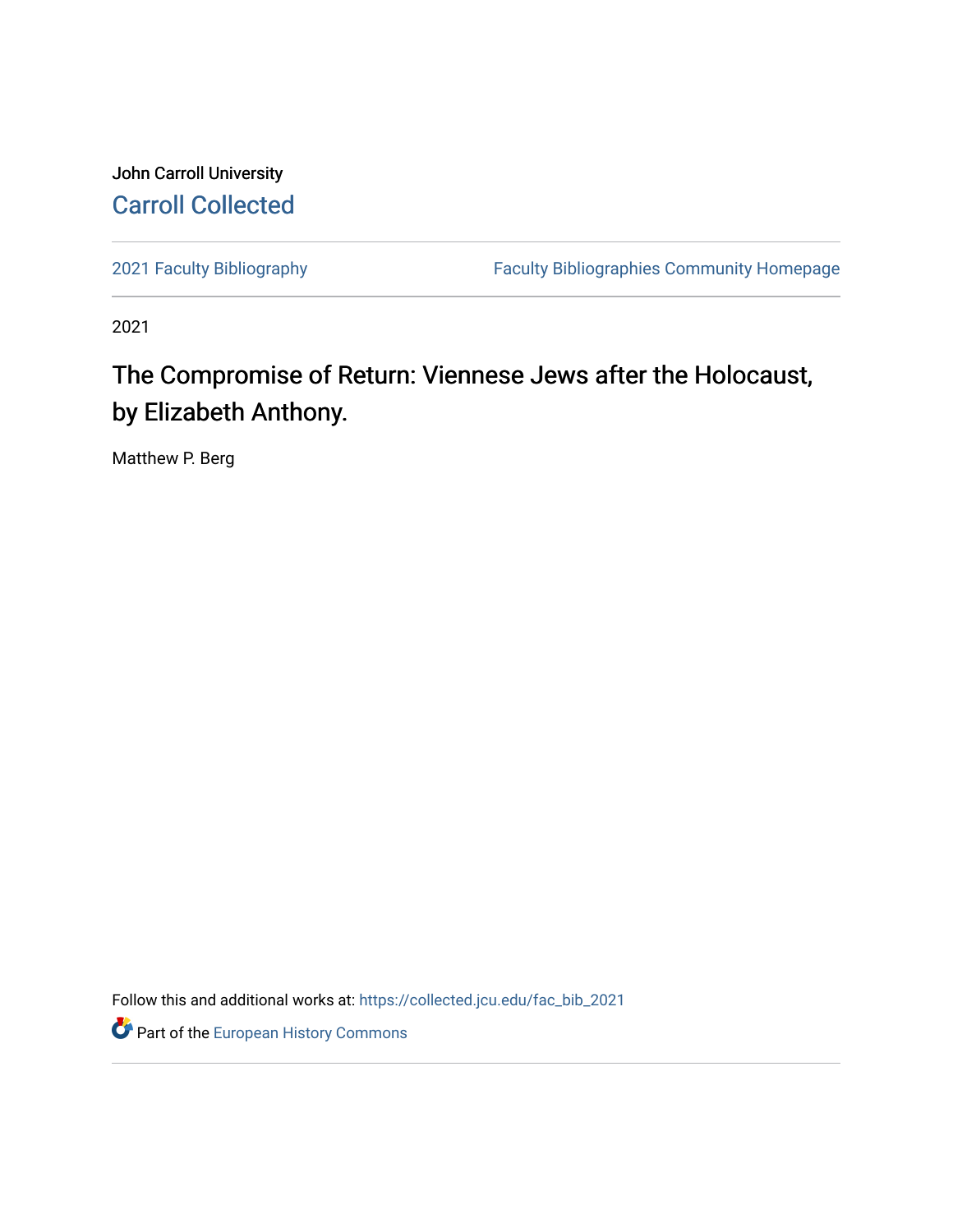John Carroll University

Carroll Collected

2021 Faculty Bibliography | Faculty Bibliographies Community Homepage

2021

# The Compromise of Return: Viennese Jews after the Holocaust, by Elizabeth Anthony.

Matthew P. Berg

Follow this and additional works at: https://collected.jcu.edu/fac_bib_2021

Part of the European History Commons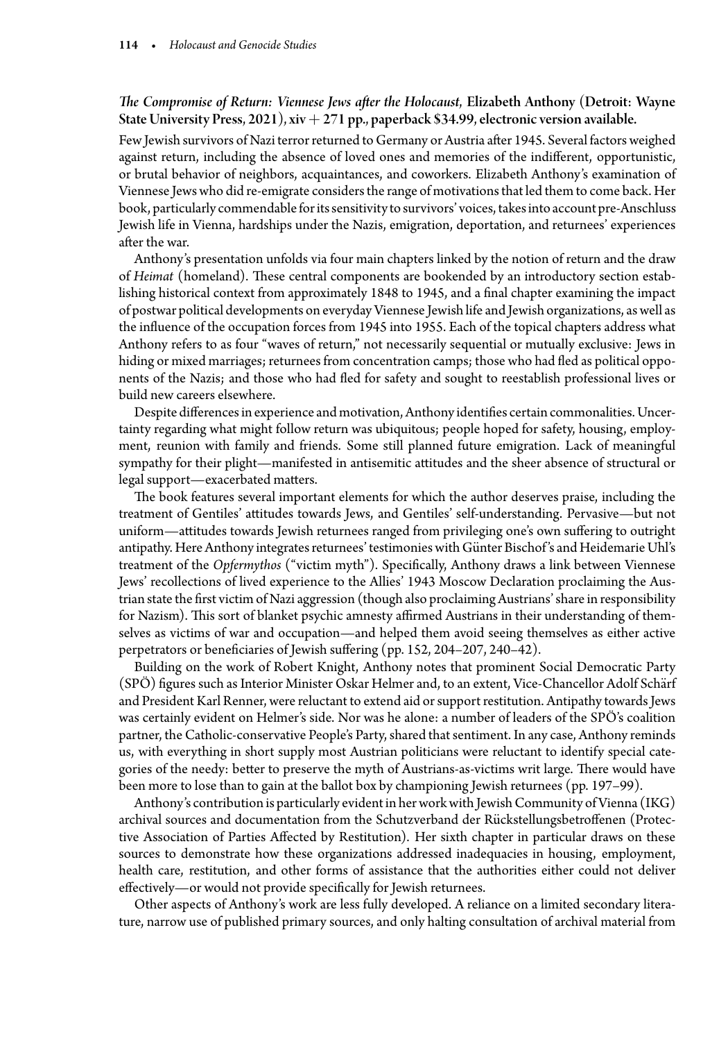***The Compromise of Return: Viennese Jews after the Holocaust*, Elizabeth Anthony (Detroit: Wayne State University Press, 2021), xiv + 271 pp., paperback $34.99, electronic version available.**

Few Jewish survivors of Nazi terror returned to Germany or Austria after 1945. Several factors weighed against return, including the absence of loved ones and memories of the indifferent, opportunistic, or brutal behavior of neighbors, acquaintances, and coworkers. Elizabeth Anthony's examination of Viennese Jews who did re-emigrate considers the range of motivations that led them to come back. Her book, particularly commendable for its sensitivity to survivors' voices, takes into account pre-Anschluss Jewish life in Vienna, hardships under the Nazis, emigration, deportation, and returnees' experiences after the war.

Anthony's presentation unfolds via four main chapters linked by the notion of return and the draw of *Heimat* (homeland). These central components are bookended by an introductory section establishing historical context from approximately 1848 to 1945, and a final chapter examining the impact of postwar political developments on everyday Viennese Jewish life and Jewish organizations, as well as the influence of the occupation forces from 1945 into 1955. Each of the topical chapters address what Anthony refers to as four "waves of return," not necessarily sequential or mutually exclusive: Jews in hiding or mixed marriages; returnees from concentration camps; those who had fled as political opponents of the Nazis; and those who had fled for safety and sought to reestablish professional lives or build new careers elsewhere.

Despite differences in experience and motivation, Anthony identifies certain commonalities. Uncertainty regarding what might follow return was ubiquitous; people hoped for safety, housing, employment, reunion with family and friends. Some still planned future emigration. Lack of meaningful sympathy for their plight—manifested in antisemitic attitudes and the sheer absence of structural or legal support—exacerbated matters.

The book features several important elements for which the author deserves praise, including the treatment of Gentiles' attitudes towards Jews, and Gentiles' self-understanding. Pervasive—but not uniform—attitudes towards Jewish returnees ranged from privileging one's own suffering to outright antipathy. Here Anthony integrates returnees' testimonies with Günter Bischof's and Heidemarie Uhl's treatment of the *Opfermythos* ("victim myth"). Specifically, Anthony draws a link between Viennese Jews' recollections of lived experience to the Allies' 1943 Moscow Declaration proclaiming the Austrian state the first victim of Nazi aggression (though also proclaiming Austrians' share in responsibility for Nazism). This sort of blanket psychic amnesty affirmed Austrians in their understanding of themselves as victims of war and occupation—and helped them avoid seeing themselves as either active perpetrators or beneficiaries of Jewish suffering (pp. 152, 204–207, 240–42).

Building on the work of Robert Knight, Anthony notes that prominent Social Democratic Party (SPÖ) figures such as Interior Minister Oskar Helmer and, to an extent, Vice-Chancellor Adolf Schärf and President Karl Renner, were reluctant to extend aid or support restitution. Antipathy towards Jews was certainly evident on Helmer's side. Nor was he alone: a number of leaders of the SPÖ's coalition partner, the Catholic-conservative People's Party, shared that sentiment. In any case, Anthony reminds us, with everything in short supply most Austrian politicians were reluctant to identify special categories of the needy: better to preserve the myth of Austrians-as-victims writ large. There would have been more to lose than to gain at the ballot box by championing Jewish returnees (pp. 197–99).

Anthony's contribution is particularly evident in her work with Jewish Community of Vienna (IKG) archival sources and documentation from the Schutzverband der Rückstellungsbetroffenen (Protective Association of Parties Affected by Restitution). Her sixth chapter in particular draws on these sources to demonstrate how these organizations addressed inadequacies in housing, employment, health care, restitution, and other forms of assistance that the authorities either could not deliver effectively—or would not provide specifically for Jewish returnees.

Other aspects of Anthony's work are less fully developed. A reliance on a limited secondary literature, narrow use of published primary sources, and only halting consultation of archival material from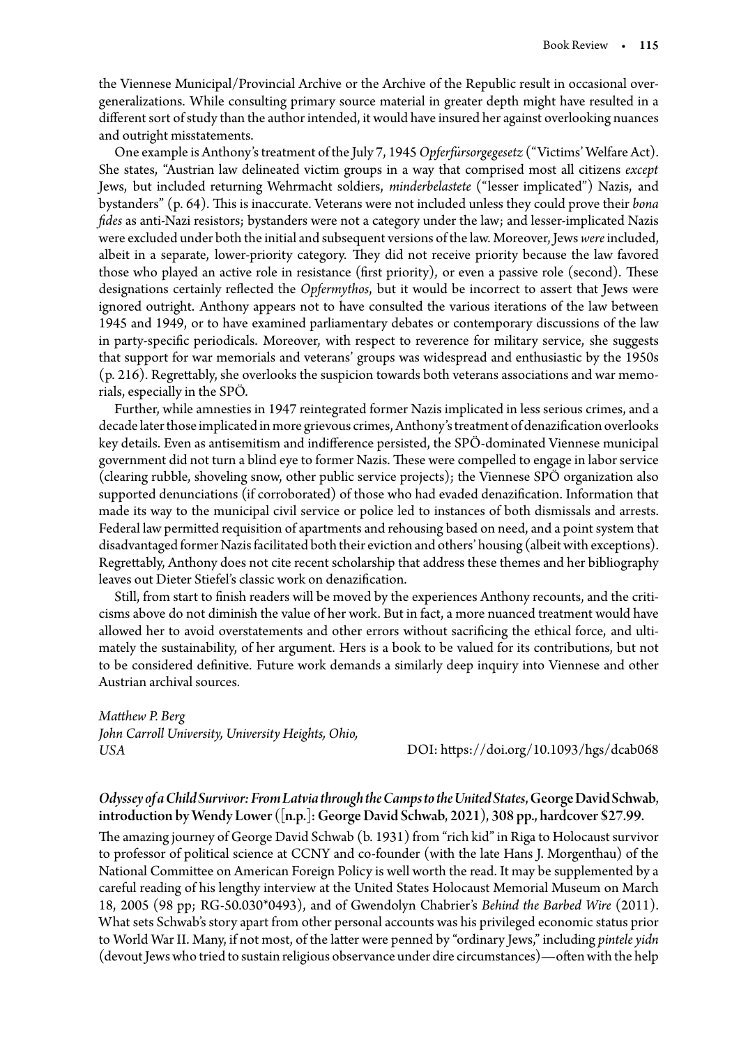the Viennese Municipal/Provincial Archive or the Archive of the Republic result in occasional overgeneralizations. While consulting primary source material in greater depth might have resulted in a different sort of study than the author intended, it would have insured her against overlooking nuances and outright misstatements.

One example is Anthony's treatment of the July 7, 1945 *Opferfürsorgegesetz* ("Victims' Welfare Act). She states, "Austrian law delineated victim groups in a way that comprised most all citizens *except* Jews, but included returning Wehrmacht soldiers, *minderbelastete* ("lesser implicated") Nazis, and bystanders" (p. 64). This is inaccurate. Veterans were not included unless they could prove their *bona fides* as anti-Nazi resistors; bystanders were not a category under the law; and lesser-implicated Nazis were excluded under both the initial and subsequent versions of the law. Moreover, Jews *were* included, albeit in a separate, lower-priority category. They did not receive priority because the law favored those who played an active role in resistance (first priority), or even a passive role (second). These designations certainly reflected the *Opfermythos*, but it would be incorrect to assert that Jews were ignored outright. Anthony appears not to have consulted the various iterations of the law between 1945 and 1949, or to have examined parliamentary debates or contemporary discussions of the law in party-specific periodicals. Moreover, with respect to reverence for military service, she suggests that support for war memorials and veterans' groups was widespread and enthusiastic by the 1950s (p. 216). Regrettably, she overlooks the suspicion towards both veterans associations and war memorials, especially in the SPÖ.

Further, while amnesties in 1947 reintegrated former Nazis implicated in less serious crimes, and a decade later those implicated in more grievous crimes, Anthony's treatment of denazification overlooks key details. Even as antisemitism and indifference persisted, the SPÖ-dominated Viennese municipal government did not turn a blind eye to former Nazis. These were compelled to engage in labor service (clearing rubble, shoveling snow, other public service projects); the Viennese SPÖ organization also supported denunciations (if corroborated) of those who had evaded denazification. Information that made its way to the municipal civil service or police led to instances of both dismissals and arrests. Federal law permitted requisition of apartments and rehousing based on need, and a point system that disadvantaged former Nazis facilitated both their eviction and others' housing (albeit with exceptions). Regrettably, Anthony does not cite recent scholarship that address these themes and her bibliography leaves out Dieter Stiefel's classic work on denazification.

Still, from start to finish readers will be moved by the experiences Anthony recounts, and the criticisms above do not diminish the value of her work. But in fact, a more nuanced treatment would have allowed her to avoid overstatements and other errors without sacrificing the ethical force, and ultimately the sustainability, of her argument. Hers is a book to be valued for its contributions, but not to be considered definitive. Future work demands a similarly deep inquiry into Viennese and other Austrian archival sources.

*Matthew P. Berg*
*John Carroll University, University Heights, Ohio, USA*

DOI: https://doi.org/10.1093/hgs/dcab068

***Odyssey of a Child Survivor: From Latvia through the Camps to the United States*, George David Schwab, introduction by Wendy Lower ([n.p.]: George David Schwab, 2021), 308 pp., hardcover $27.99.**

The amazing journey of George David Schwab (b. 1931) from "rich kid" in Riga to Holocaust survivor to professor of political science at CCNY and co-founder (with the late Hans J. Morgenthau) of the National Committee on American Foreign Policy is well worth the read. It may be supplemented by a careful reading of his lengthy interview at the United States Holocaust Memorial Museum on March 18, 2005 (98 pp; RG-50.030*0493), and of Gwendolyn Chabrier's *Behind the Barbed Wire* (2011). What sets Schwab's story apart from other personal accounts was his privileged economic status prior to World War II. Many, if not most, of the latter were penned by "ordinary Jews," including *pintele yidn* (devout Jews who tried to sustain religious observance under dire circumstances)—often with the help